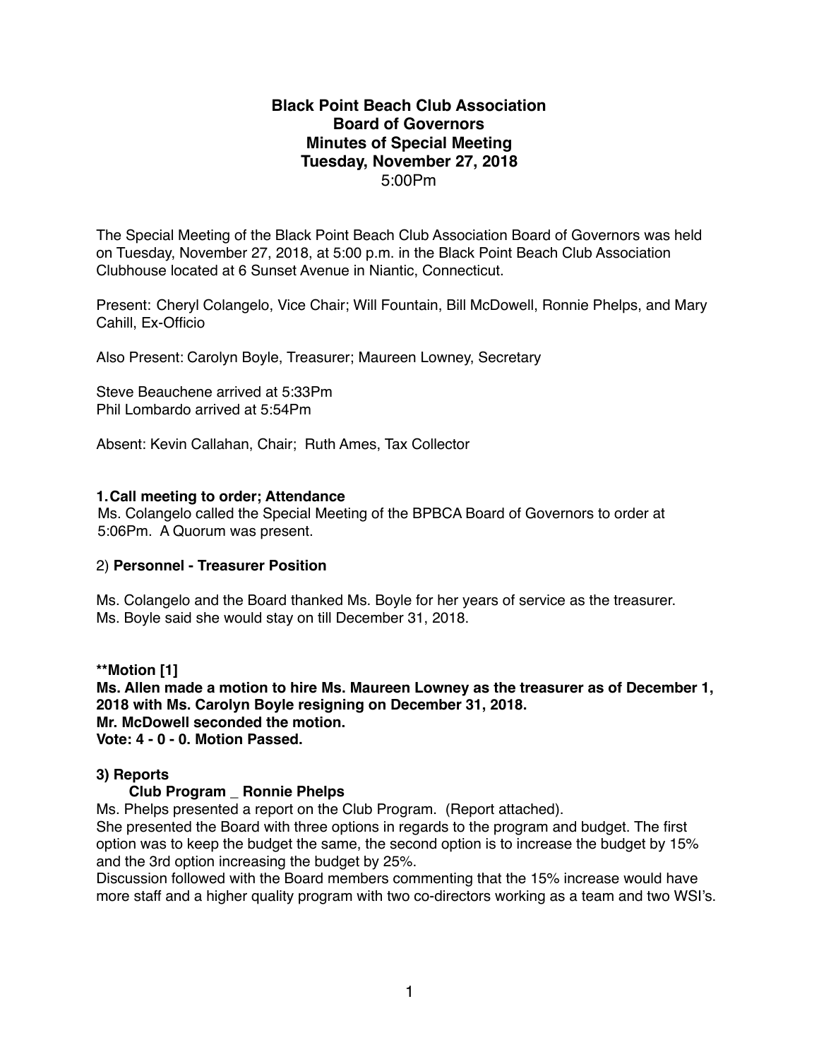**Black Point Beach Club Association**
**Board of Governors**
**Minutes of Special Meeting**
**Tuesday, November 27, 2018**
5:00Pm

The Special Meeting of the Black Point Beach Club Association Board of Governors was held on Tuesday, November 27, 2018, at 5:00 p.m. in the Black Point Beach Club Association Clubhouse located at 6 Sunset Avenue in Niantic, Connecticut.

Present: Cheryl Colangelo, Vice Chair; Will Fountain, Bill McDowell, Ronnie Phelps, and Mary Cahill, Ex-Officio

Also Present: Carolyn Boyle, Treasurer; Maureen Lowney, Secretary

Steve Beauchene arrived at 5:33Pm
Phil Lombardo arrived at 5:54Pm

Absent: Kevin Callahan, Chair; Ruth Ames, Tax Collector

**1. Call meeting to order; Attendance**

Ms. Colangelo called the Special Meeting of the BPBCA Board of Governors to order at 5:06Pm. A Quorum was present.

2) **Personnel - Treasurer Position**

Ms. Colangelo and the Board thanked Ms. Boyle for her years of service as the treasurer. Ms. Boyle said she would stay on till December 31, 2018.

**\*\*Motion [1]**
**Ms. Allen made a motion to hire Ms. Maureen Lowney as the treasurer as of December 1, 2018 with Ms. Carolyn Boyle resigning on December 31, 2018.**
**Mr. McDowell seconded the motion.**
**Vote: 4 - 0 - 0. Motion Passed.**

**3) Reports**

**Club Program _ Ronnie Phelps**

Ms. Phelps presented a report on the Club Program. (Report attached).
She presented the Board with three options in regards to the program and budget. The first option was to keep the budget the same, the second option is to increase the budget by 15% and the 3rd option increasing the budget by 25%.
Discussion followed with the Board members commenting that the 15% increase would have more staff and a higher quality program with two co-directors working as a team and two WSI's.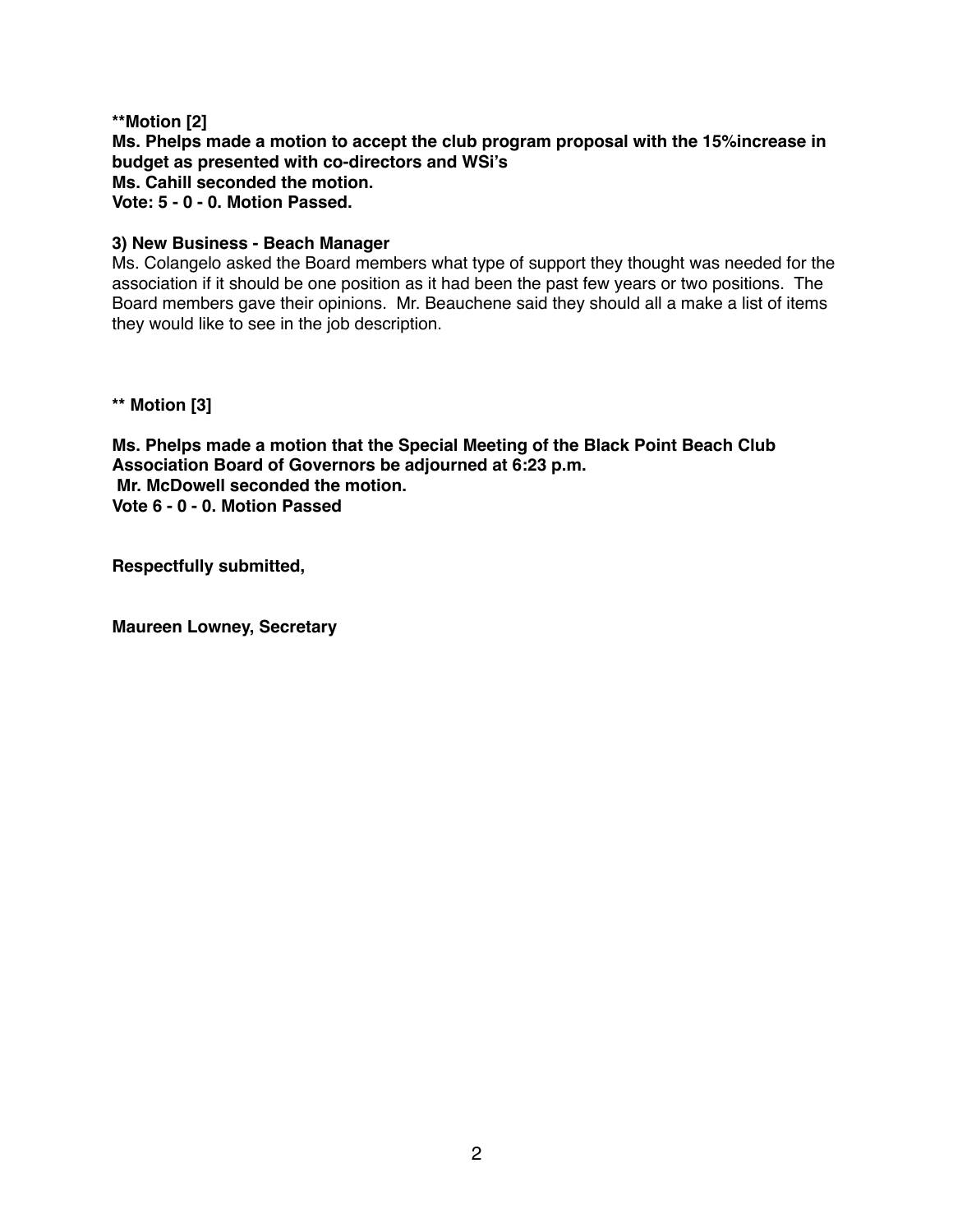**Motion [2]
Ms. Phelps made a motion to accept the club program proposal with the 15%increase in budget as presented with co-directors and WSi's
Ms. Cahill seconded the motion.
Vote: 5 - 0 - 0. Motion Passed.**

**3) New Business - Beach Manager**

Ms. Colangelo asked the Board members what type of support they thought was needed for the association if it should be one position as it had been the past few years or two positions. The Board members gave their opinions. Mr. Beauchene said they should all a make a list of items they would like to see in the job description.

**** Motion [3]**

**Ms. Phelps made a motion that the Special Meeting of the Black Point Beach Club Association Board of Governors be adjourned at 6:23 p.m.
Mr. McDowell seconded the motion.
Vote 6 - 0 - 0. Motion Passed**

**Respectfully submitted,**

**Maureen Lowney, Secretary**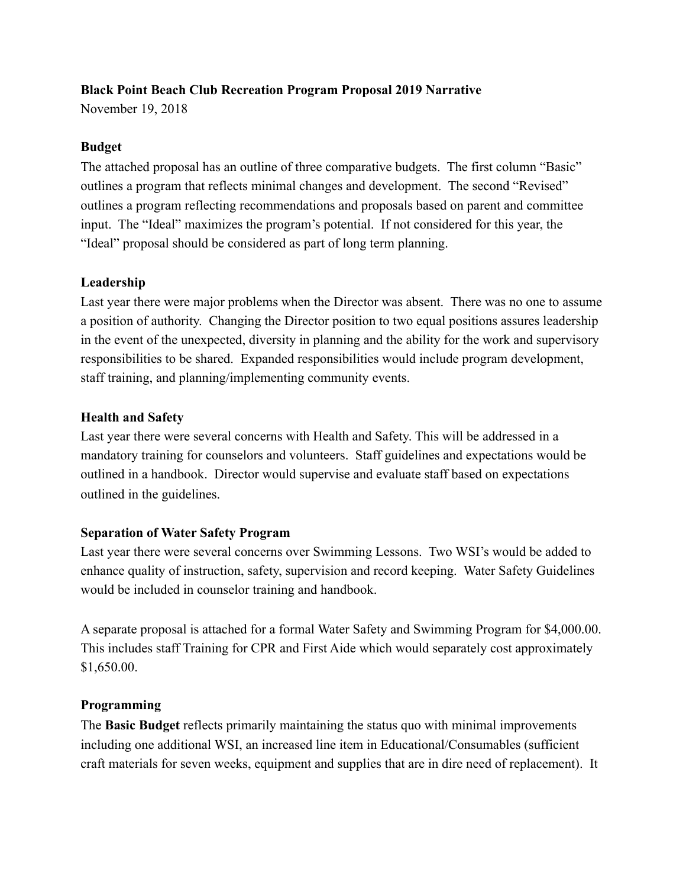**Black Point Beach Club Recreation Program Proposal 2019 Narrative**
November 19, 2018

**Budget**

The attached proposal has an outline of three comparative budgets. The first column "Basic" outlines a program that reflects minimal changes and development. The second "Revised" outlines a program reflecting recommendations and proposals based on parent and committee input. The "Ideal" maximizes the program's potential. If not considered for this year, the "Ideal" proposal should be considered as part of long term planning.

**Leadership**

Last year there were major problems when the Director was absent. There was no one to assume a position of authority. Changing the Director position to two equal positions assures leadership in the event of the unexpected, diversity in planning and the ability for the work and supervisory responsibilities to be shared. Expanded responsibilities would include program development, staff training, and planning/implementing community events.

**Health and Safety**

Last year there were several concerns with Health and Safety. This will be addressed in a mandatory training for counselors and volunteers. Staff guidelines and expectations would be outlined in a handbook. Director would supervise and evaluate staff based on expectations outlined in the guidelines.

**Separation of Water Safety Program**

Last year there were several concerns over Swimming Lessons. Two WSI's would be added to enhance quality of instruction, safety, supervision and record keeping. Water Safety Guidelines would be included in counselor training and handbook.

A separate proposal is attached for a formal Water Safety and Swimming Program for $4,000.00. This includes staff Training for CPR and First Aide which would separately cost approximately $1,650.00.

**Programming**

The **Basic Budget** reflects primarily maintaining the status quo with minimal improvements including one additional WSI, an increased line item in Educational/Consumables (sufficient craft materials for seven weeks, equipment and supplies that are in dire need of replacement). It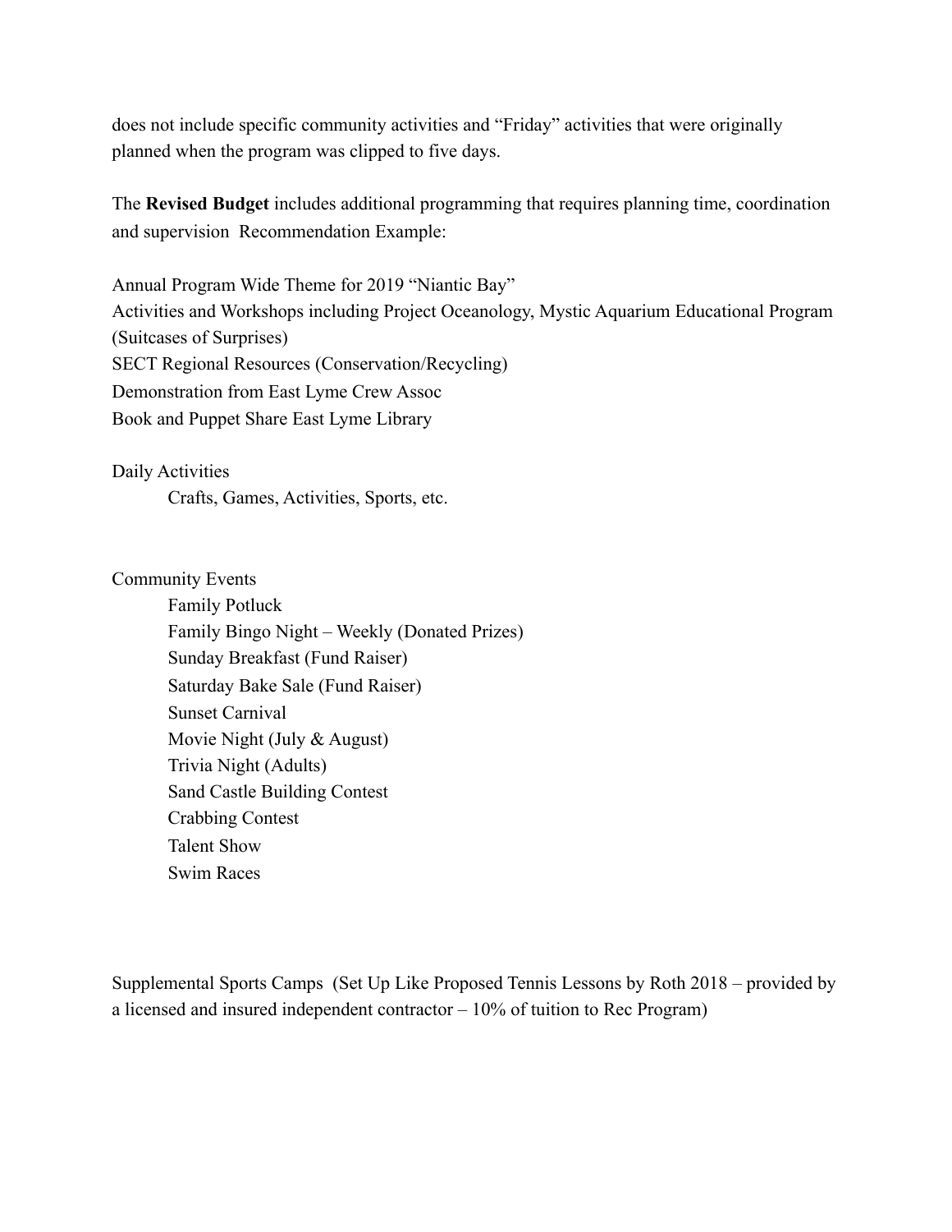does not include specific community activities and "Friday" activities that were originally planned when the program was clipped to five days.

The **Revised Budget** includes additional programming that requires planning time, coordination and supervision  Recommendation Example:

Annual Program Wide Theme for 2019 "Niantic Bay"
Activities and Workshops including Project Oceanology, Mystic Aquarium Educational Program (Suitcases of Surprises)
SECT Regional Resources (Conservation/Recycling)
Demonstration from East Lyme Crew Assoc
Book and Puppet Share East Lyme Library

Daily Activities

- Crafts, Games, Activities, Sports, etc.

Community Events

- Family Potluck
- Family Bingo Night – Weekly (Donated Prizes)
- Sunday Breakfast (Fund Raiser)
- Saturday Bake Sale (Fund Raiser)
- Sunset Carnival
- Movie Night (July & August)
- Trivia Night (Adults)
- Sand Castle Building Contest
- Crabbing Contest
- Talent Show
- Swim Races

Supplemental Sports Camps  (Set Up Like Proposed Tennis Lessons by Roth 2018 – provided by a licensed and insured independent contractor – 10% of tuition to Rec Program)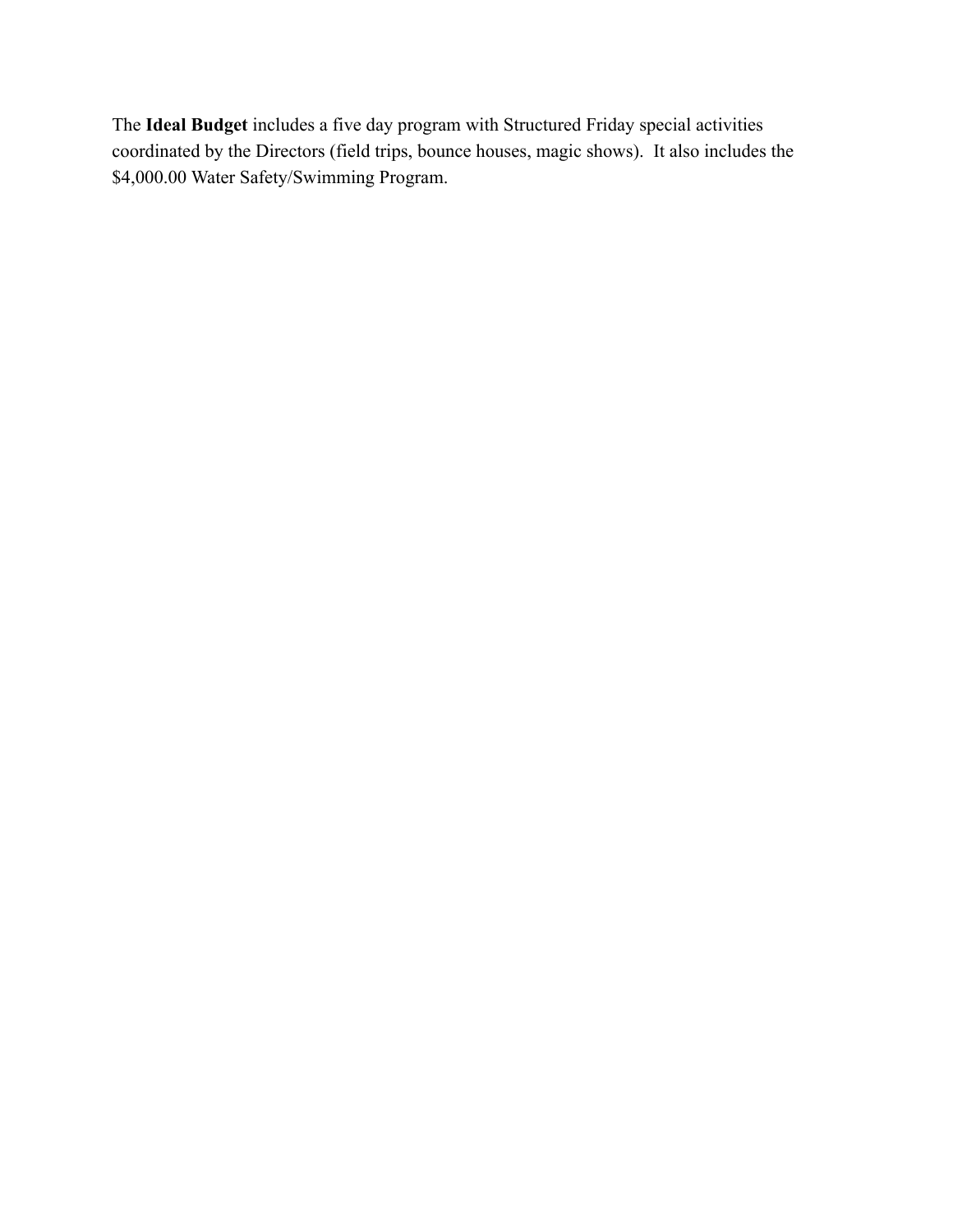The **Ideal Budget** includes a five day program with Structured Friday special activities coordinated by the Directors (field trips, bounce houses, magic shows). It also includes the $4,000.00 Water Safety/Swimming Program.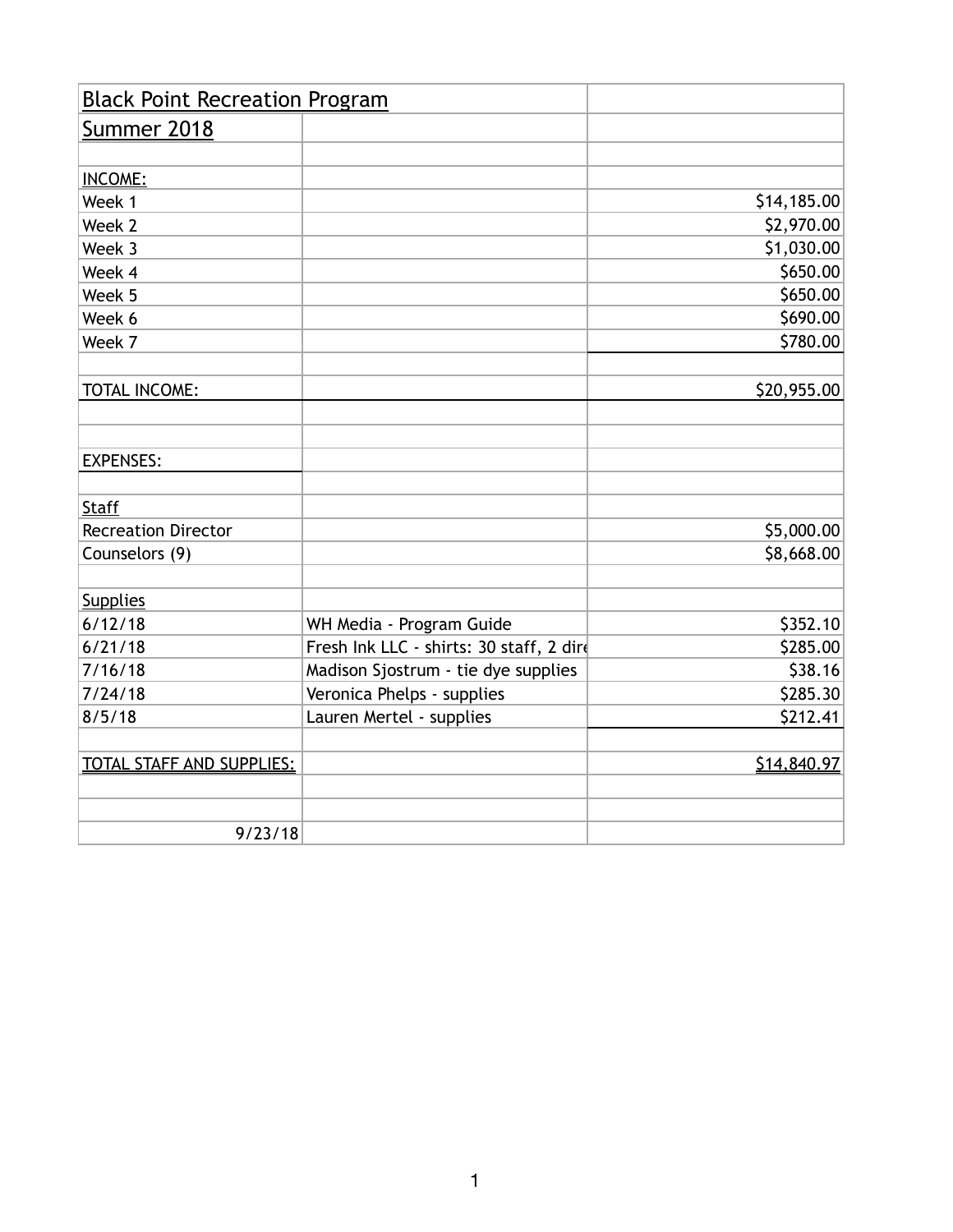| Black Point Recreation Program | | |
| --- | --- | --- |
| Summer 2018 | | |
| | | |
| INCOME: | | |
| Week 1 | | $14,185.00 |
| Week 2 | | $2,970.00 |
| Week 3 | | $1,030.00 |
| Week 4 | | $650.00 |
| Week 5 | | $650.00 |
| Week 6 | | $690.00 |
| Week 7 | | $780.00 |
| | | |
| TOTAL INCOME: | | $20,955.00 |
| | | |
| | | |
| EXPENSES: | | |
| | | |
| Staff | | |
| Recreation Director | | $5,000.00 |
| Counselors (9) | | $8,668.00 |
| | | |
| Supplies | | |
| 6/12/18 | WH Media - Program Guide | $352.10 |
| 6/21/18 | Fresh Ink LLC - shirts: 30 staff, 2 dire | $285.00 |
| 7/16/18 | Madison Sjostrum - tie dye supplies | $38.16 |
| 7/24/18 | Veronica Phelps - supplies | $285.30 |
| 8/5/18 | Lauren Mertel - supplies | $212.41 |
| | | |
| TOTAL STAFF AND SUPPLIES: | | $14,840.97 |
| | | |
| | | |
| 9/23/18 | | |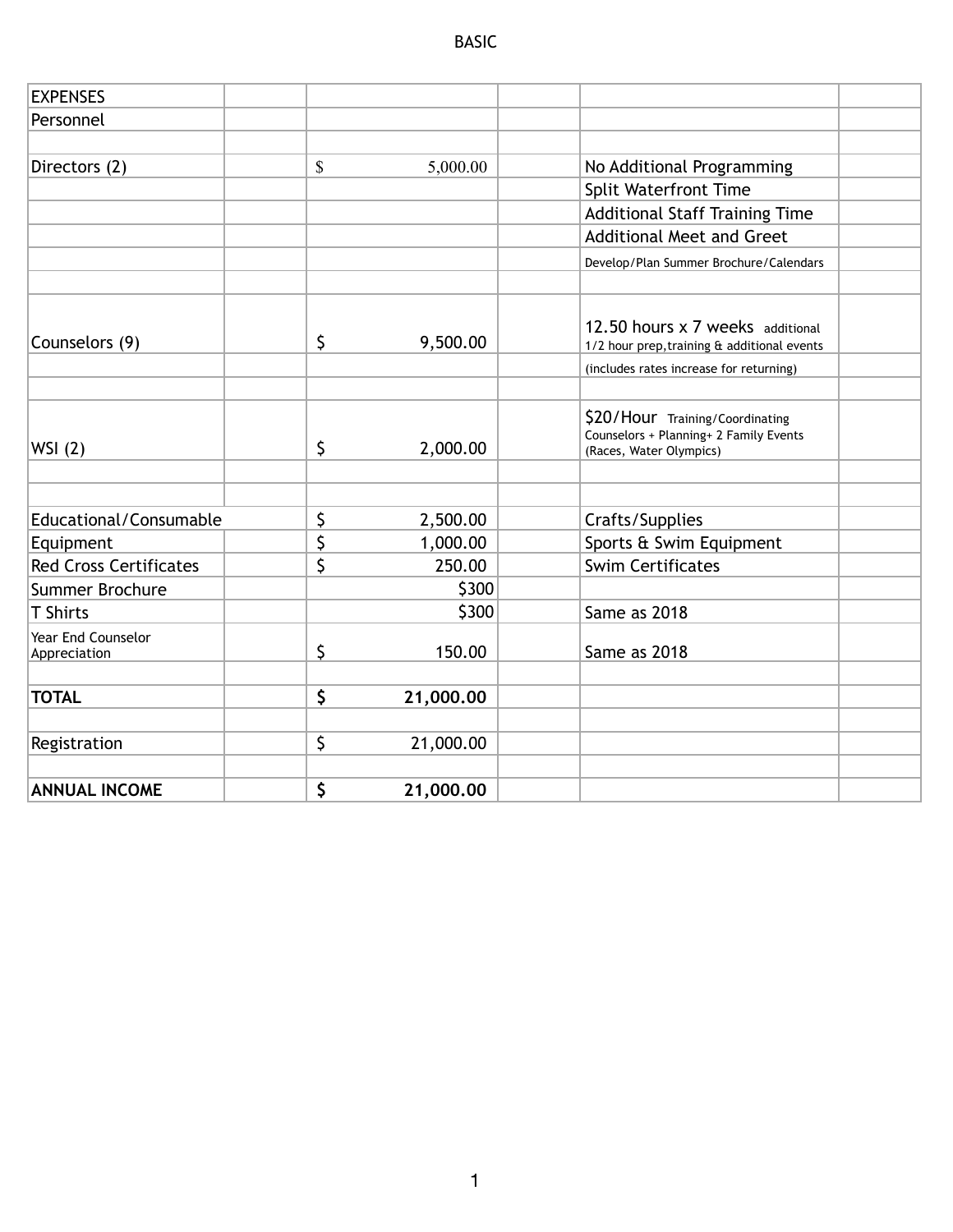BASIC

| EXPENSES | | | | | |
|---|---|---|---|---|---|
| Personnel | | | | | |
| | | | | | |
| Directors (2) | | $ 5,000.00 | | No Additional Programming | |
| | | | | Split Waterfront Time | |
| | | | | Additional Staff Training Time | |
| | | | | Additional Meet and Greet | |
| | | | | Develop/Plan Summer Brochure/Calendars | |
| | | | | | |
| Counselors (9) | | $ 9,500.00 | | 12.50 hours x 7 weeks additional 1/2 hour prep,training & additional events | |
| | | | | (includes rates increase for returning) | |
| | | | | | |
| WSI (2) | | $ 2,000.00 | | $20/Hour Training/Coordinating Counselors + Planning+ 2 Family Events (Races, Water Olympics) | |
| | | | | | |
| | | | | | |
| Educational/Consumable | | $ 2,500.00 | | Crafts/Supplies | |
| Equipment | | $ 1,000.00 | | Sports & Swim Equipment | |
| Red Cross Certificates | | $ 250.00 | | Swim Certificates | |
| Summer Brochure | | $300 | | | |
| T Shirts | | $300 | | Same as 2018 | |
| Year End Counselor Appreciation | | $ 150.00 | | Same as 2018 | |
| | | | | | |
| **TOTAL** | | **$ 21,000.00** | | | |
| | | | | | |
| Registration | | $ 21,000.00 | | | |
| | | | | | |
| **ANNUAL INCOME** | | **$ 21,000.00** | | | |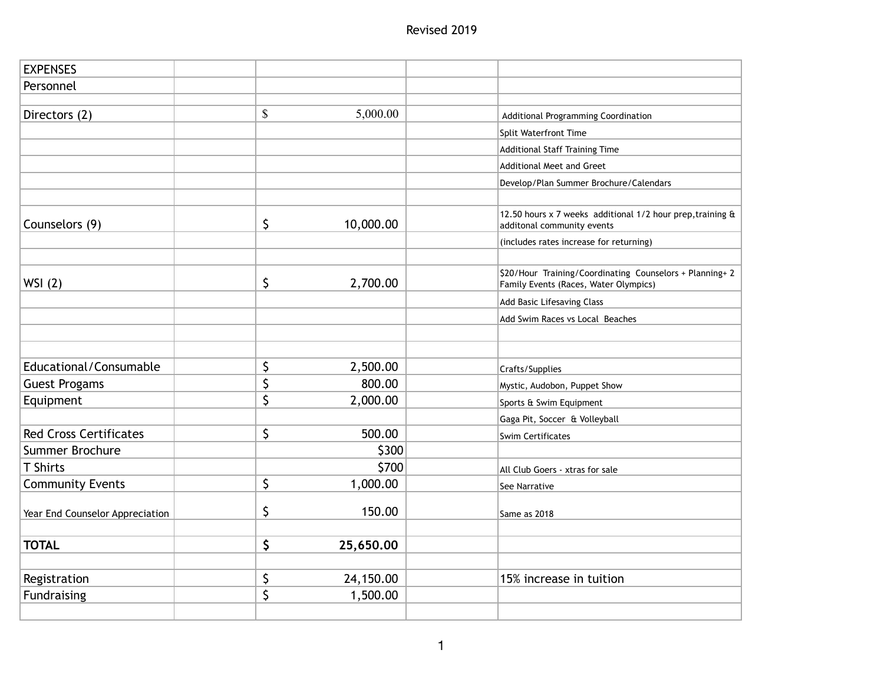Revised 2019

| EXPENSES | | | | |
|---|---|---|---|---|
| Personnel | | | | |
| | | | | |
| Directors (2) | | $ 5,000.00 | | Additional Programming Coordination |
| | | | | Split Waterfront Time |
| | | | | Additional Staff Training Time |
| | | | | Additional Meet and Greet |
| | | | | Develop/Plan Summer Brochure/Calendars |
| | | | | |
| Counselors (9) | | $ 10,000.00 | | 12.50 hours x 7 weeks additional 1/2 hour prep,training & additonal community events |
| | | | | (includes rates increase for returning) |
| | | | | |
| WSI (2) | | $ 2,700.00 | | $20/Hour Training/Coordinating Counselors + Planning+ 2 Family Events (Races, Water Olympics) |
| | | | | Add Basic Lifesaving Class |
| | | | | Add Swim Races vs Local Beaches |
| | | | | |
| | | | | |
| Educational/Consumable | | $ 2,500.00 | | Crafts/Supplies |
| Guest Progams | | $ 800.00 | | Mystic, Audobon, Puppet Show |
| Equipment | | $ 2,000.00 | | Sports & Swim Equipment |
| | | | | Gaga Pit, Soccer & Volleyball |
| Red Cross Certificates | | $ 500.00 | | Swim Certificates |
| Summer Brochure | | $300 | | |
| T Shirts | | $700 | | All Club Goers - xtras for sale |
| Community Events | | $ 1,000.00 | | See Narrative |
| Year End Counselor Appreciation | | $ 150.00 | | Same as 2018 |
| | | | | |
| **TOTAL** | | **$ 25,650.00** | | |
| | | | | |
| Registration | | $ 24,150.00 | | 15% increase in tuition |
| Fundraising | | $ 1,500.00 | | |
| | | | | |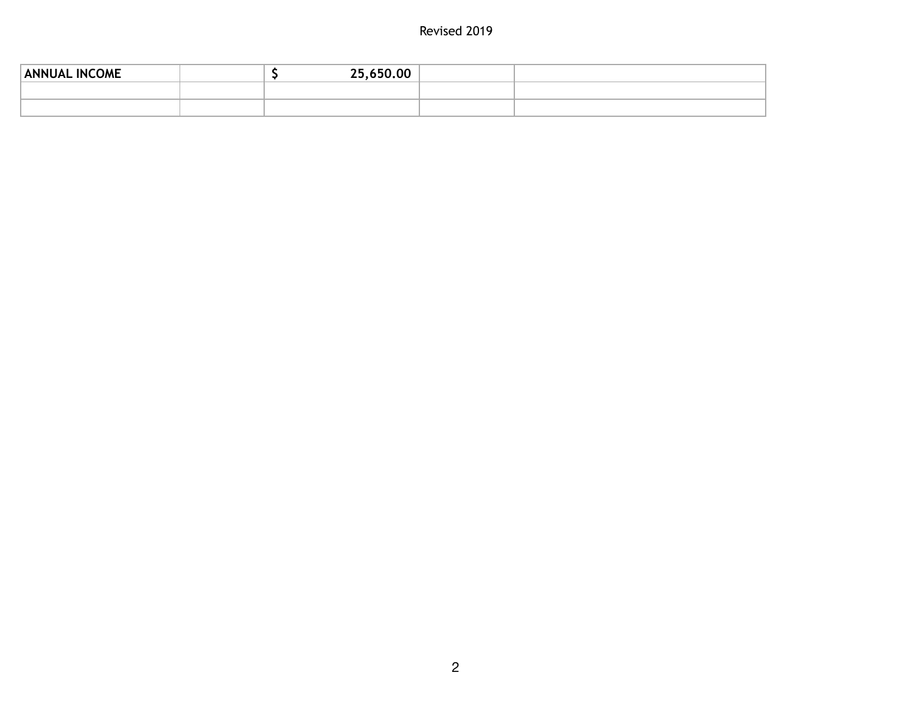| **ANNUAL INCOME** | | **$ 25,650.00** | | |
|---|---|---|---|---|
| | | | | |
| | | | | |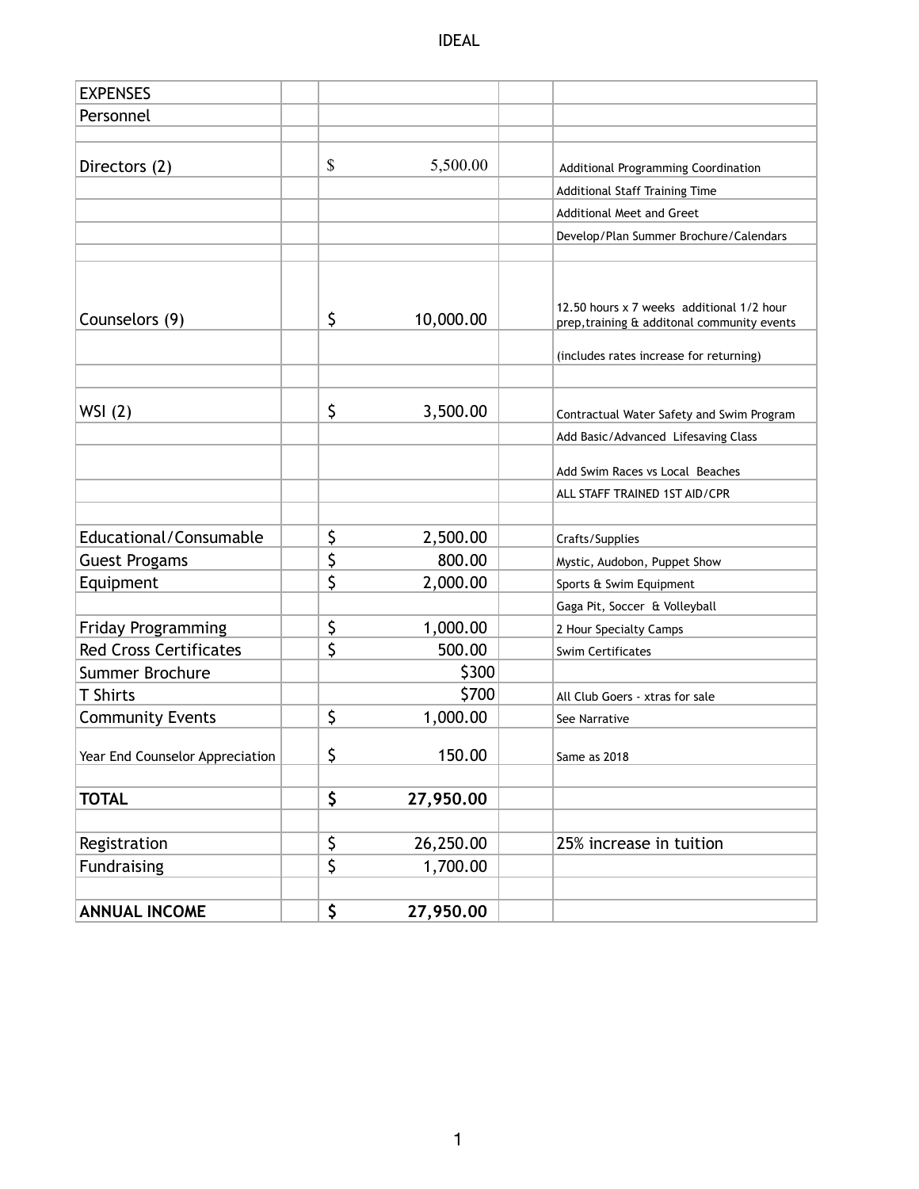# IDEAL

| | | | | |
|---|---|---|---|---|
| EXPENSES | | | | |
| Personnel | | | | |
| | | | | |
| Directors (2) | | $ 5,500.00 | | Additional Programming Coordination |
| | | | | Additional Staff Training Time |
| | | | | Additional Meet and Greet |
| | | | | Develop/Plan Summer Brochure/Calendars |
| | | | | |
| Counselors (9) | | $ 10,000.00 | | 12.50 hours x 7 weeks additional 1/2 hour prep,training & additonal community events |
| | | | | (includes rates increase for returning) |
| | | | | |
| WSI (2) | | $ 3,500.00 | | Contractual Water Safety and Swim Program |
| | | | | Add Basic/Advanced Lifesaving Class |
| | | | | Add Swim Races vs Local Beaches |
| | | | | ALL STAFF TRAINED 1ST AID/CPR |
| | | | | |
| Educational/Consumable | | $ 2,500.00 | | Crafts/Supplies |
| Guest Progams | | $ 800.00 | | Mystic, Audobon, Puppet Show |
| Equipment | | $ 2,000.00 | | Sports & Swim Equipment |
| | | | | Gaga Pit, Soccer & Volleyball |
| Friday Programming | | $ 1,000.00 | | 2 Hour Specialty Camps |
| Red Cross Certificates | | $ 500.00 | | Swim Certificates |
| Summer Brochure | | $300 | | |
| T Shirts | | $700 | | All Club Goers - xtras for sale |
| Community Events | | $ 1,000.00 | | See Narrative |
| Year End Counselor Appreciation | | $ 150.00 | | Same as 2018 |
| | | | | |
| **TOTAL** | | **$ 27,950.00** | | |
| | | | | |
| Registration | | $ 26,250.00 | | 25% increase in tuition |
| Fundraising | | $ 1,700.00 | | |
| | | | | |
| **ANNUAL INCOME** | | **$ 27,950.00** | | |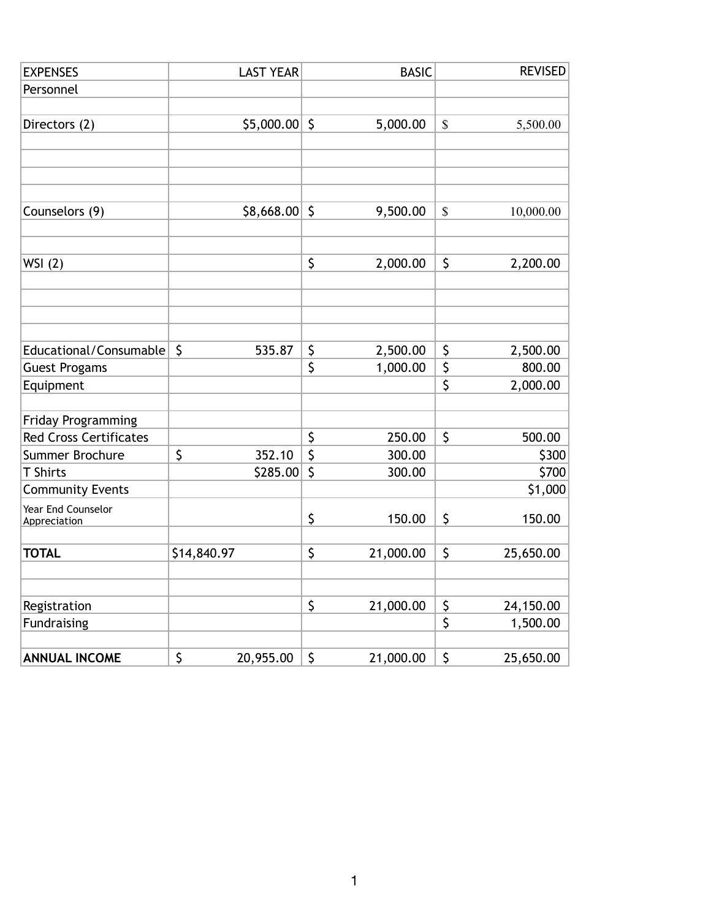| EXPENSES | LAST YEAR | BASIC | REVISED |
|---|---|---|---|
| Personnel | | | |
| | | | |
| Directors (2) | $5,000.00 | $ 5,000.00 | $ 5,500.00 |
| | | | |
| | | | |
| | | | |
| | | | |
| Counselors (9) | $8,668.00 | $ 9,500.00 | $ 10,000.00 |
| | | | |
| | | | |
| WSI (2) | | $ 2,000.00 | $ 2,200.00 |
| | | | |
| | | | |
| | | | |
| | | | |
| Educational/Consumable | $ 535.87 | $ 2,500.00 | $ 2,500.00 |
| Guest Progams | | $ 1,000.00 | $ 800.00 |
| Equipment | | | $ 2,000.00 |
| | | | |
| Friday Programming | | | |
| Red Cross Certificates | | $ 250.00 | $ 500.00 |
| Summer Brochure | $ 352.10 | $ 300.00 | $300 |
| T Shirts | $285.00 | $ 300.00 | $700 |
| Community Events | | | $1,000 |
| Year End Counselor Appreciation | | $ 150.00 | $ 150.00 |
| | | | |
| **TOTAL** | $14,840.97 | $ 21,000.00 | $ 25,650.00 |
| | | | |
| | | | |
| Registration | | $ 21,000.00 | $ 24,150.00 |
| Fundraising | | | $ 1,500.00 |
| | | | |
| **ANNUAL INCOME** | $ 20,955.00 | $ 21,000.00 | $ 25,650.00 |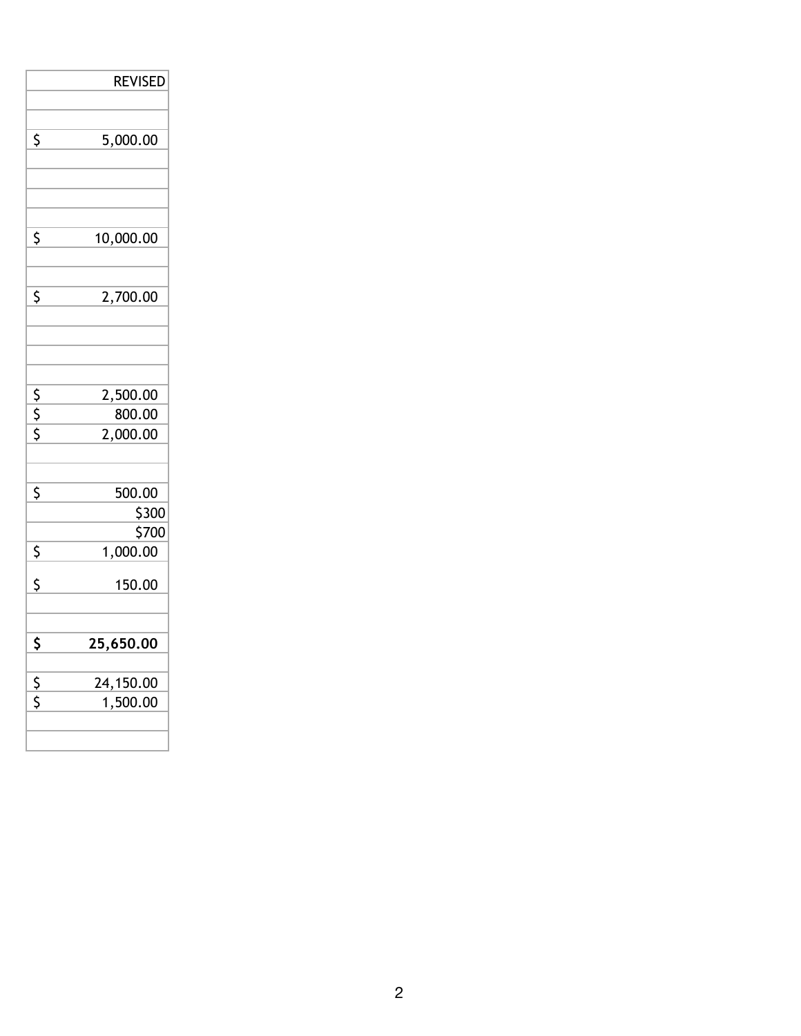| REVISED |
| --- |
| |
| |
| $ 5,000.00 |
| |
| |
| |
| |
| $ 10,000.00 |
| |
| |
| $ 2,700.00 |
| |
| |
| |
| |
| $ 2,500.00 |
| $ 800.00 |
| $ 2,000.00 |
| |
| |
| $ 500.00 |
| $300 |
| $700 |
| $ 1,000.00 |
| $ 150.00 |
| |
| |
| **$ 25,650.00** |
| |
| $ 24,150.00 |
| $ 1,500.00 |
| |
| |